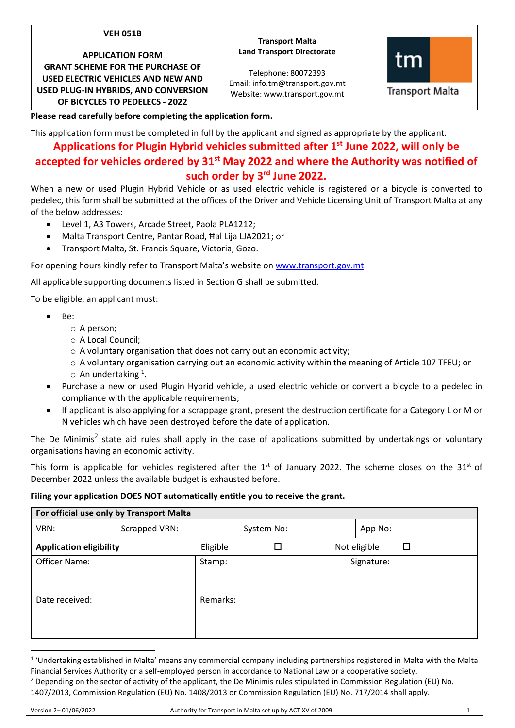| VEH 051B<br><br>**APPLICATION FORM**<br>**GRANT SCHEME FOR THE PURCHASE OF USED ELECTRIC VEHICLES AND NEW AND USED PLUG-IN HYBRIDS, AND CONVERSION OF BICYCLES TO PEDELECS - 2022** | **Transport Malta**<br>**Land Transport Directorate**<br><br>Telephone: 80072393<br>Email: info.tm@transport.gov.mt<br>Website: www.transport.gov.mt | tm Transport Malta |
|---|---|---|

**Please read carefully before completing the application form.**

This application form must be completed in full by the applicant and signed as appropriate by the applicant.

**Applications for Plugin Hybrid vehicles submitted after 1st June 2022, will only be accepted for vehicles ordered by 31st May 2022 and where the Authority was notified of such order by 3rd June 2022.**

When a new or used Plugin Hybrid Vehicle or as used electric vehicle is registered or a bicycle is converted to pedelec, this form shall be submitted at the offices of the Driver and Vehicle Licensing Unit of Transport Malta at any of the below addresses:

- Level 1, A3 Towers, Arcade Street, Paola PLA1212;
- Malta Transport Centre, Pantar Road, Ħal Lija LJA2021; or
- Transport Malta, St. Francis Square, Victoria, Gozo.

For opening hours kindly refer to Transport Malta's website on www.transport.gov.mt.

All applicable supporting documents listed in Section G shall be submitted.

To be eligible, an applicant must:

- Be:
  - A person;
  - A Local Council;
  - A voluntary organisation that does not carry out an economic activity;
  - A voluntary organisation carrying out an economic activity within the meaning of Article 107 TFEU; or
  - An undertaking [1].
- Purchase a new or used Plugin Hybrid vehicle, a used electric vehicle or convert a bicycle to a pedelec in compliance with the applicable requirements;
- If applicant is also applying for a scrappage grant, present the destruction certificate for a Category L or M or N vehicles which have been destroyed before the date of application.

The De Minimis[2] state aid rules shall apply in the case of applications submitted by undertakings or voluntary organisations having an economic activity.

This form is applicable for vehicles registered after the 1st of January 2022. The scheme closes on the 31st of December 2022 unless the available budget is exhausted before.

**Filing your application DOES NOT automatically entitle you to receive the grant.**

| **For official use only by Transport Malta** | | | |
|---|---|---|---|
| VRN: | Scrapped VRN: | System No: | App No: |
| **Application eligibility** | Eligible ☐ | | Not eligible ☐ |
| Officer Name: | Stamp: | | Signature: |
| Date received: | Remarks: | | |

[1] 'Undertaking established in Malta' means any commercial company including partnerships registered in Malta with the Malta Financial Services Authority or a self-employed person in accordance to National Law or a cooperative society.

[2] Depending on the sector of activity of the applicant, the De Minimis rules stipulated in Commission Regulation (EU) No. 1407/2013, Commission Regulation (EU) No. 1408/2013 or Commission Regulation (EU) No. 717/2014 shall apply.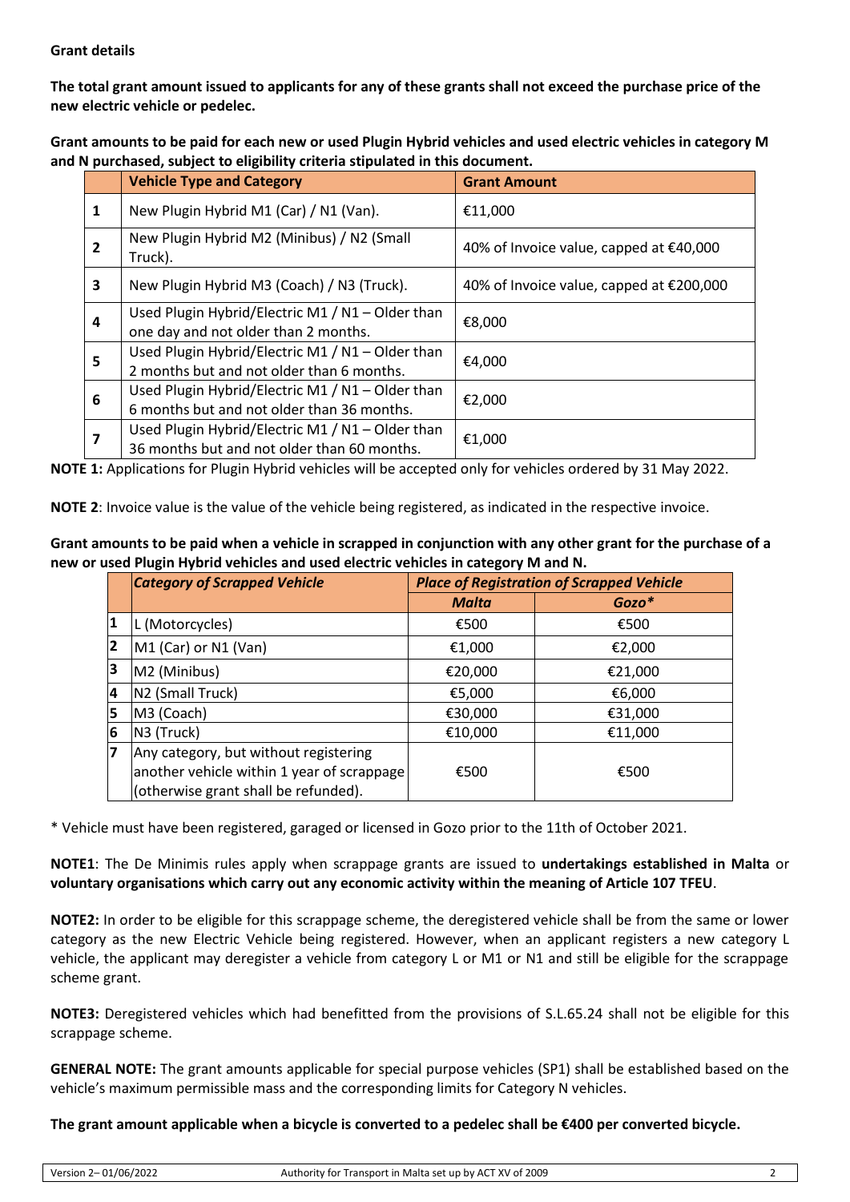**Grant details**

**The total grant amount issued to applicants for any of these grants shall not exceed the purchase price of the new electric vehicle or pedelec.**

**Grant amounts to be paid for each new or used Plugin Hybrid vehicles and used electric vehicles in category M and N purchased, subject to eligibility criteria stipulated in this document.**

| | Vehicle Type and Category | Grant Amount |
|---|---|---|
| 1 | New Plugin Hybrid M1 (Car) / N1 (Van). | €11,000 |
| 2 | New Plugin Hybrid M2 (Minibus) / N2 (Small Truck). | 40% of Invoice value, capped at €40,000 |
| 3 | New Plugin Hybrid M3 (Coach) / N3 (Truck). | 40% of Invoice value, capped at €200,000 |
| 4 | Used Plugin Hybrid/Electric M1 / N1 – Older than one day and not older than 2 months. | €8,000 |
| 5 | Used Plugin Hybrid/Electric M1 / N1 – Older than 2 months but and not older than 6 months. | €4,000 |
| 6 | Used Plugin Hybrid/Electric M1 / N1 – Older than 6 months but and not older than 36 months. | €2,000 |
| 7 | Used Plugin Hybrid/Electric M1 / N1 – Older than 36 months but and not older than 60 months. | €1,000 |

**NOTE 1:** Applications for Plugin Hybrid vehicles will be accepted only for vehicles ordered by 31 May 2022.

**NOTE 2**: Invoice value is the value of the vehicle being registered, as indicated in the respective invoice.

**Grant amounts to be paid when a vehicle in scrapped in conjunction with any other grant for the purchase of a new or used Plugin Hybrid vehicles and used electric vehicles in category M and N.**

| | *Category of Scrapped Vehicle* | *Place of Registration of Scrapped Vehicle* | |
|---|---|---|---|
| | | *Malta* | *Gozo** |
| 1 | L (Motorcycles) | €500 | €500 |
| 2 | M1 (Car) or N1 (Van) | €1,000 | €2,000 |
| 3 | M2 (Minibus) | €20,000 | €21,000 |
| 4 | N2 (Small Truck) | €5,000 | €6,000 |
| 5 | M3 (Coach) | €30,000 | €31,000 |
| 6 | N3 (Truck) | €10,000 | €11,000 |
| 7 | Any category, but without registering another vehicle within 1 year of scrappage (otherwise grant shall be refunded). | €500 | €500 |

* Vehicle must have been registered, garaged or licensed in Gozo prior to the 11th of October 2021.

**NOTE1**: The De Minimis rules apply when scrappage grants are issued to **undertakings established in Malta** or **voluntary organisations which carry out any economic activity within the meaning of Article 107 TFEU**.

**NOTE2:** In order to be eligible for this scrappage scheme, the deregistered vehicle shall be from the same or lower category as the new Electric Vehicle being registered. However, when an applicant registers a new category L vehicle, the applicant may deregister a vehicle from category L or M1 or N1 and still be eligible for the scrappage scheme grant.

**NOTE3:** Deregistered vehicles which had benefitted from the provisions of S.L.65.24 shall not be eligible for this scrappage scheme.

**GENERAL NOTE:** The grant amounts applicable for special purpose vehicles (SP1) shall be established based on the vehicle's maximum permissible mass and the corresponding limits for Category N vehicles.

**The grant amount applicable when a bicycle is converted to a pedelec shall be €400 per converted bicycle.**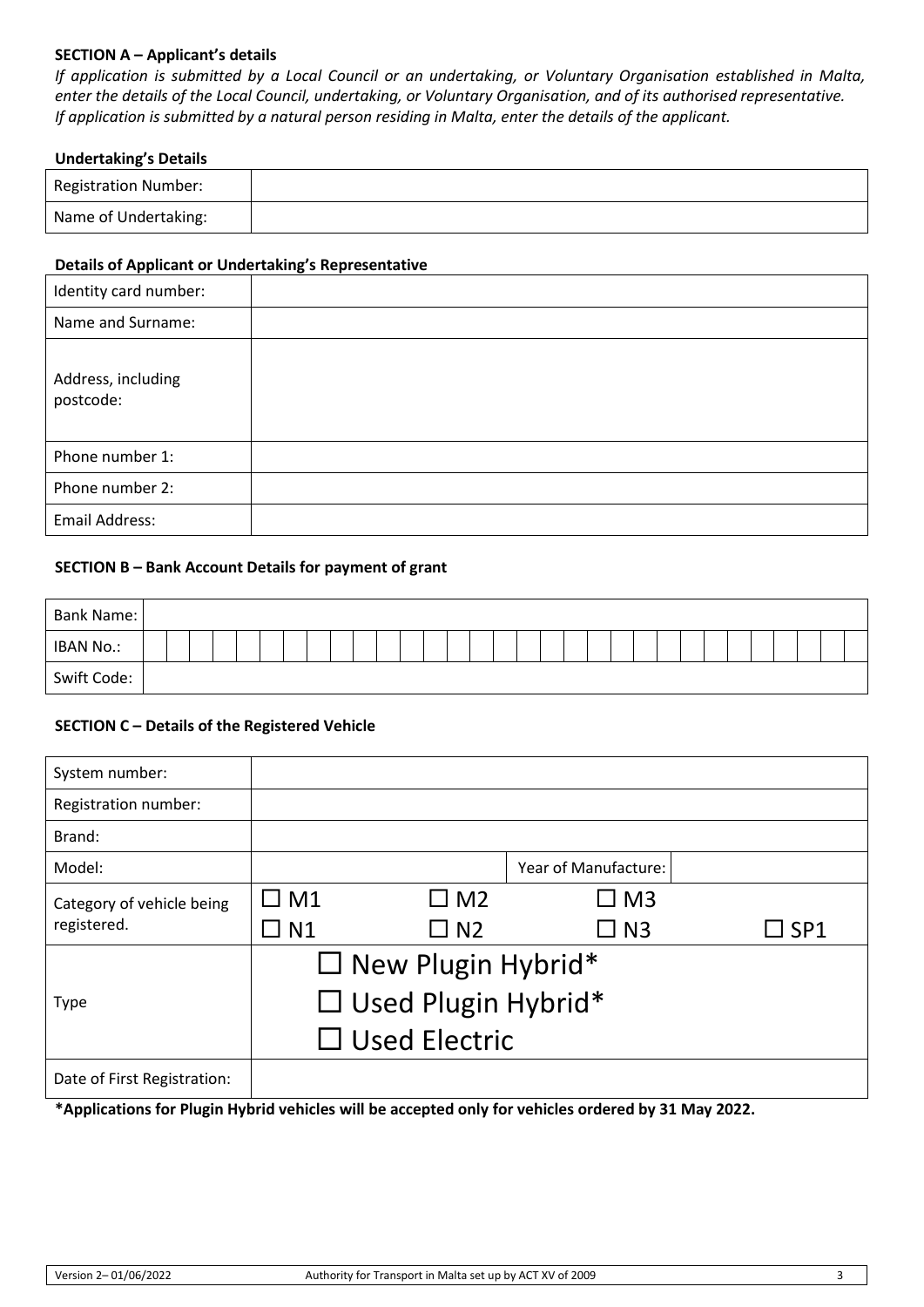### SECTION A – Applicant's details

*If application is submitted by a Local Council or an undertaking, or Voluntary Organisation established in Malta, enter the details of the Local Council, undertaking, or Voluntary Organisation, and of its authorised representative. If application is submitted by a natural person residing in Malta, enter the details of the applicant.*

**Undertaking's Details**

| Registration Number: | |
|---|---|
| Name of Undertaking: | |

**Details of Applicant or Undertaking's Representative**

| Identity card number: | |
|---|---|
| Name and Surname: | |
| Address, including postcode: | |
| Phone number 1: | |
| Phone number 2: | |
| Email Address: | |

### SECTION B – Bank Account Details for payment of grant

| Bank Name: | |
|---|---|
| IBAN No.: | |
| Swift Code: | |

### SECTION C – Details of the Registered Vehicle

| System number: | | | | |
|---|---|---|---|---|
| Registration number: | | | | |
| Brand: | | | | |
| Model: | | | Year of Manufacture: | |
| Category of vehicle being registered. | ☐ M1<br>☐ N1 | ☐ M2<br>☐ N2 | ☐ M3<br>☐ N3 | ☐ SP1 |
| Type | ☐ New Plugin Hybrid*<br>☐ Used Plugin Hybrid*<br>☐ Used Electric | | | |
| Date of First Registration: | | | | |

**\*Applications for Plugin Hybrid vehicles will be accepted only for vehicles ordered by 31 May 2022.**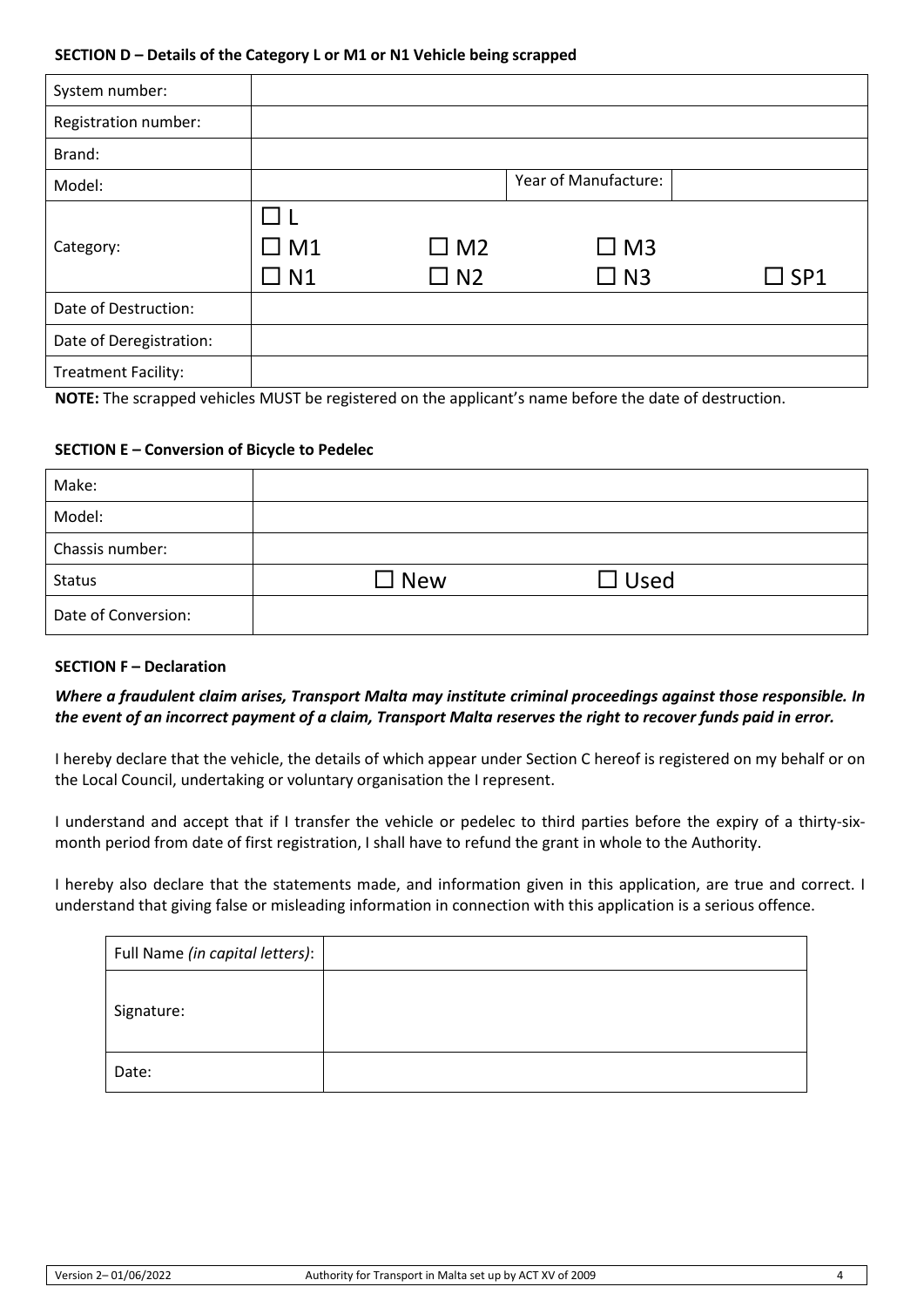**SECTION D – Details of the Category L or M1 or N1 Vehicle being scrapped**

| System number: | | | | |
|---|---|---|---|---|
| Registration number: | | | | |
| Brand: | | | | |
| Model: | | | Year of Manufacture: | |
| Category: | ☐ L<br>☐ M1<br>☐ N1 | <br>☐ M2<br>☐ N2 | <br>☐ M3<br>☐ N3 | <br><br>☐ SP1 |
| Date of Destruction: | | | | |
| Date of Deregistration: | | | | |
| Treatment Facility: | | | | |

**NOTE:** The scrapped vehicles MUST be registered on the applicant's name before the date of destruction.

**SECTION E – Conversion of Bicycle to Pedelec**

| Make: | | |
|---|---|---|
| Model: | | |
| Chassis number: | | |
| Status | ☐ New | ☐ Used |
| Date of Conversion: | | |

**SECTION F – Declaration**

***Where a fraudulent claim arises, Transport Malta may institute criminal proceedings against those responsible. In the event of an incorrect payment of a claim, Transport Malta reserves the right to recover funds paid in error.***

I hereby declare that the vehicle, the details of which appear under Section C hereof is registered on my behalf or on the Local Council, undertaking or voluntary organisation the I represent.

I understand and accept that if I transfer the vehicle or pedelec to third parties before the expiry of a thirty-six-month period from date of first registration, I shall have to refund the grant in whole to the Authority.

I hereby also declare that the statements made, and information given in this application, are true and correct. I understand that giving false or misleading information in connection with this application is a serious offence.

| Full Name *(in capital letters)*: | |
|---|---|
| Signature: | |
| Date: | |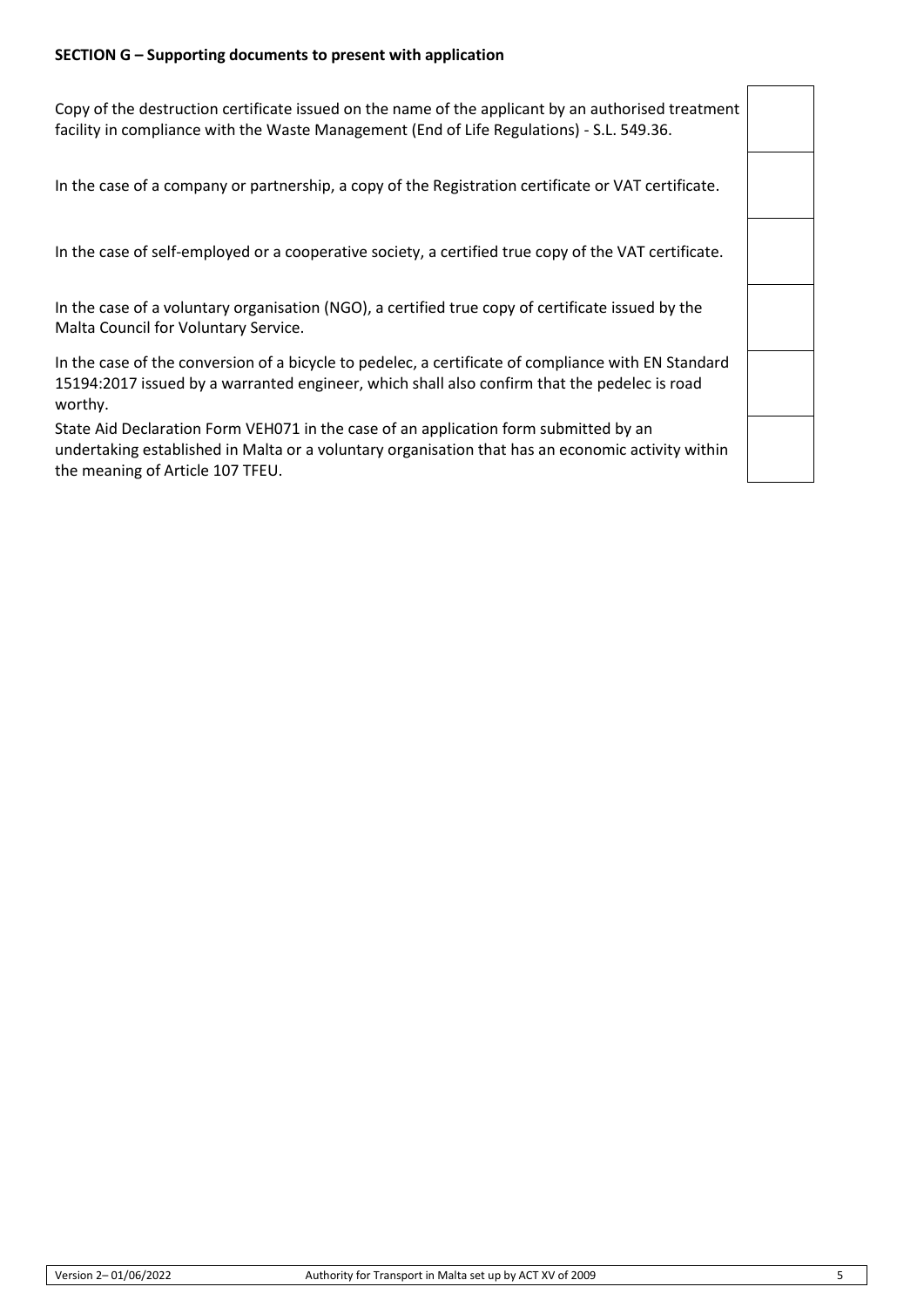**SECTION G – Supporting documents to present with application**

| Document | |
|---|---|
| Copy of the destruction certificate issued on the name of the applicant by an authorised treatment facility in compliance with the Waste Management (End of Life Regulations) - S.L. 549.36. | |
| In the case of a company or partnership, a copy of the Registration certificate or VAT certificate. | |
| In the case of self-employed or a cooperative society, a certified true copy of the VAT certificate. | |
| In the case of a voluntary organisation (NGO), a certified true copy of certificate issued by the Malta Council for Voluntary Service. | |
| In the case of the conversion of a bicycle to pedelec, a certificate of compliance with EN Standard 15194:2017 issued by a warranted engineer, which shall also confirm that the pedelec is road worthy. | |
| State Aid Declaration Form VEH071 in the case of an application form submitted by an undertaking established in Malta or a voluntary organisation that has an economic activity within the meaning of Article 107 TFEU. | |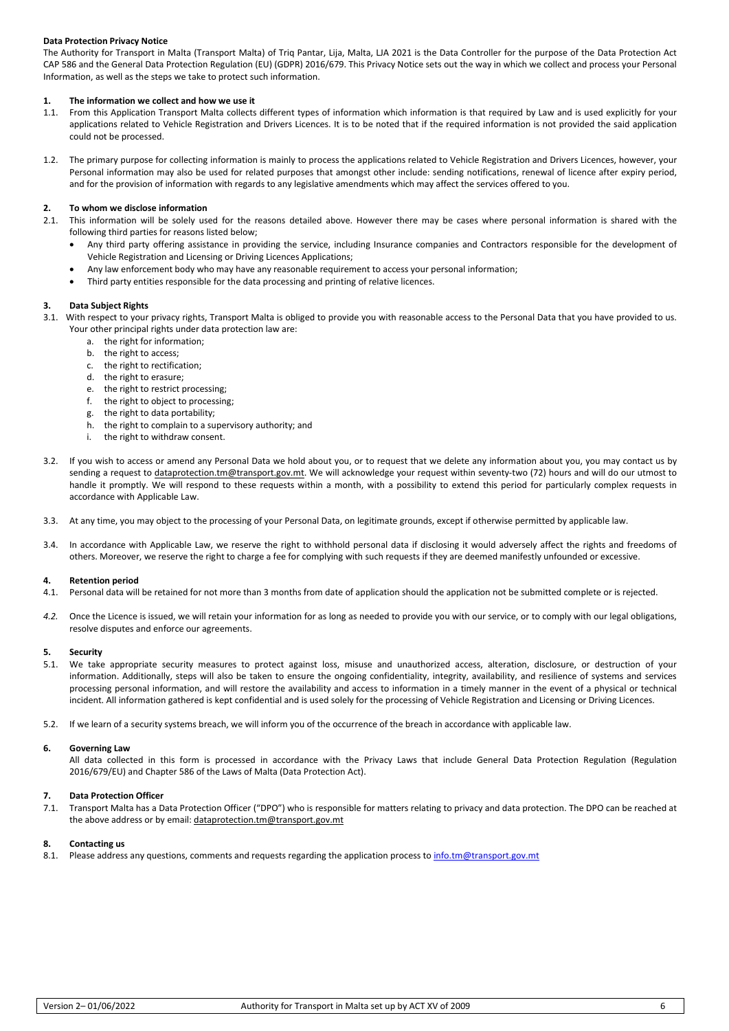**Data Protection Privacy Notice**

The Authority for Transport in Malta (Transport Malta) of Triq Pantar, Lija, Malta, LJA 2021 is the Data Controller for the purpose of the Data Protection Act CAP 586 and the General Data Protection Regulation (EU) (GDPR) 2016/679. This Privacy Notice sets out the way in which we collect and process your Personal Information, as well as the steps we take to protect such information.

**1. The information we collect and how we use it**

1.1. From this Application Transport Malta collects different types of information which information is that required by Law and is used explicitly for your applications related to Vehicle Registration and Drivers Licences. It is to be noted that if the required information is not provided the said application could not be processed.

1.2. The primary purpose for collecting information is mainly to process the applications related to Vehicle Registration and Drivers Licences, however, your Personal information may also be used for related purposes that amongst other include: sending notifications, renewal of licence after expiry period, and for the provision of information with regards to any legislative amendments which may affect the services offered to you.

**2. To whom we disclose information**

2.1. This information will be solely used for the reasons detailed above. However there may be cases where personal information is shared with the following third parties for reasons listed below;

- Any third party offering assistance in providing the service, including Insurance companies and Contractors responsible for the development of Vehicle Registration and Licensing or Driving Licences Applications;
- Any law enforcement body who may have any reasonable requirement to access your personal information;
- Third party entities responsible for the data processing and printing of relative licences.

**3. Data Subject Rights**

3.1. With respect to your privacy rights, Transport Malta is obliged to provide you with reasonable access to the Personal Data that you have provided to us. Your other principal rights under data protection law are:

a. the right for information;
b. the right to access;
c. the right to rectification;
d. the right to erasure;
e. the right to restrict processing;
f. the right to object to processing;
g. the right to data portability;
h. the right to complain to a supervisory authority; and
i. the right to withdraw consent.

3.2. If you wish to access or amend any Personal Data we hold about you, or to request that we delete any information about you, you may contact us by sending a request to dataprotection.tm@transport.gov.mt. We will acknowledge your request within seventy-two (72) hours and will do our utmost to handle it promptly. We will respond to these requests within a month, with a possibility to extend this period for particularly complex requests in accordance with Applicable Law.

3.3. At any time, you may object to the processing of your Personal Data, on legitimate grounds, except if otherwise permitted by applicable law.

3.4. In accordance with Applicable Law, we reserve the right to withhold personal data if disclosing it would adversely affect the rights and freedoms of others. Moreover, we reserve the right to charge a fee for complying with such requests if they are deemed manifestly unfounded or excessive.

**4. Retention period**

4.1. Personal data will be retained for not more than 3 months from date of application should the application not be submitted complete or is rejected.

*4.2.* Once the Licence is issued, we will retain your information for as long as needed to provide you with our service, or to comply with our legal obligations, resolve disputes and enforce our agreements.

**5. Security**

5.1. We take appropriate security measures to protect against loss, misuse and unauthorized access, alteration, disclosure, or destruction of your information. Additionally, steps will also be taken to ensure the ongoing confidentiality, integrity, availability, and resilience of systems and services processing personal information, and will restore the availability and access to information in a timely manner in the event of a physical or technical incident. All information gathered is kept confidential and is used solely for the processing of Vehicle Registration and Licensing or Driving Licences.

5.2. If we learn of a security systems breach, we will inform you of the occurrence of the breach in accordance with applicable law.

**6. Governing Law**

All data collected in this form is processed in accordance with the Privacy Laws that include General Data Protection Regulation (Regulation 2016/679/EU) and Chapter 586 of the Laws of Malta (Data Protection Act).

**7. Data Protection Officer**

7.1. Transport Malta has a Data Protection Officer ("DPO") who is responsible for matters relating to privacy and data protection. The DPO can be reached at the above address or by email: dataprotection.tm@transport.gov.mt

**8. Contacting us**

8.1. Please address any questions, comments and requests regarding the application process to info.tm@transport.gov.mt

Version 2– 01/06/2022 | Authority for Transport in Malta set up by ACT XV of 2009